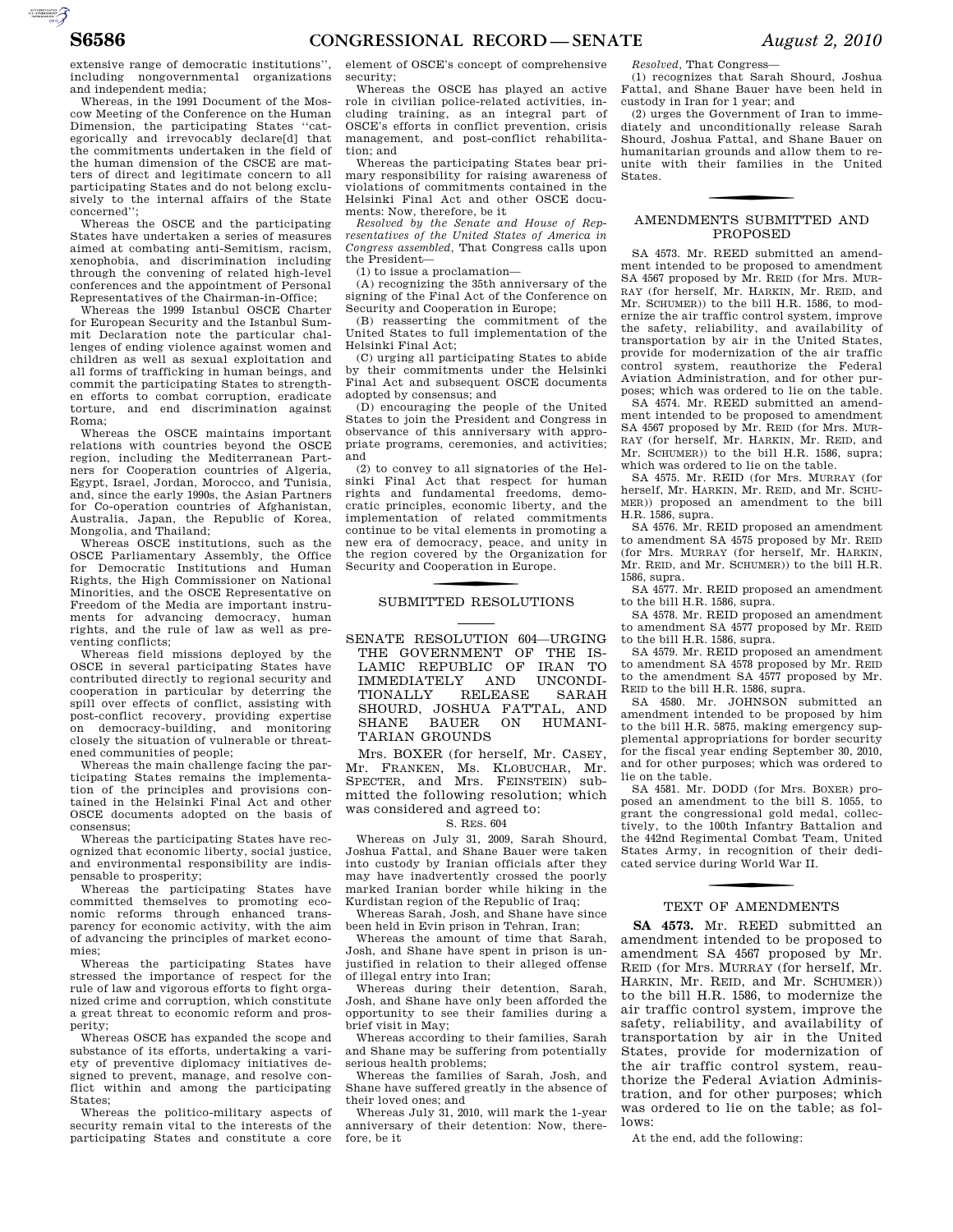extensive range of democratic institutions'', including nongovernmental organizations and independent media;

Whereas, in the 1991 Document of the Moscow Meeting of the Conference on the Human Dimension, the participating States ''categorically and irrevocably declare[d] that the commitments undertaken in the field of the human dimension of the CSCE are matters of direct and legitimate concern to all participating States and do not belong exclusively to the internal affairs of the State concerned'';

Whereas the OSCE and the participating States have undertaken a series of measures aimed at combating anti-Semitism, racism, xenophobia, and discrimination including through the convening of related high-level conferences and the appointment of Personal Representatives of the Chairman-in-Office;

Whereas the 1999 Istanbul OSCE Charter for European Security and the Istanbul Summit Declaration note the particular challenges of ending violence against women and children as well as sexual exploitation and all forms of trafficking in human beings, and commit the participating States to strengthen efforts to combat corruption, eradicate torture, and end discrimination against Roma;

Whereas the OSCE maintains important relations with countries beyond the OSCE region, including the Mediterranean Partners for Cooperation countries of Algeria, Egypt, Israel, Jordan, Morocco, and Tunisia, and, since the early 1990s, the Asian Partners for Co-operation countries of Afghanistan, Australia, Japan, the Republic of Korea, Mongolia, and Thailand;

Whereas OSCE institutions, such as the OSCE Parliamentary Assembly, the Office for Democratic Institutions and Human Rights, the High Commissioner on National Minorities, and the OSCE Representative on Freedom of the Media are important instruments for advancing democracy, human rights, and the rule of law as well as preventing conflicts;

Whereas field missions deployed by the OSCE in several participating States have contributed directly to regional security and cooperation in particular by deterring the spill over effects of conflict, assisting with post-conflict recovery, providing expertise on democracy-building, and monitoring closely the situation of vulnerable or threatened communities of people;

Whereas the main challenge facing the participating States remains the implementation of the principles and provisions contained in the Helsinki Final Act and other OSCE documents adopted on the basis of consensus;

Whereas the participating States have recognized that economic liberty, social justice, and environmental responsibility are indispensable to prosperity;

Whereas the participating States have committed themselves to promoting economic reforms through enhanced transparency for economic activity, with the aim of advancing the principles of market economies;

Whereas the participating States have stressed the importance of respect for the rule of law and vigorous efforts to fight organized crime and corruption, which constitute a great threat to economic reform and prosperity;

Whereas OSCE has expanded the scope and substance of its efforts, undertaking a variety of preventive diplomacy initiatives designed to prevent, manage, and resolve conflict within and among the participating States;

Whereas the politico-military aspects of security remain vital to the interests of the participating States and constitute a core element of OSCE's concept of comprehensive security;

Whereas the OSCE has played an active role in civilian police-related activities, including training, as an integral part of OSCE's efforts in conflict prevention, crisis management, and post-conflict rehabilitation; and

Whereas the participating States bear primary responsibility for raising awareness of violations of commitments contained in the Helsinki Final Act and other OSCE documents: Now, therefore, be it

*Resolved by the Senate and House of Representatives of the United States of America in Congress assembled,* That Congress calls upon the President—

(1) to issue a proclamation—

(A) recognizing the 35th anniversary of the signing of the Final Act of the Conference on Security and Cooperation in Europe;

(B) reasserting the commitment of the United States to full implementation of the Helsinki Final Act;

(C) urging all participating States to abide by their commitments under the Helsinki Final Act and subsequent OSCE documents adopted by consensus; and

(D) encouraging the people of the United States to join the President and Congress in observance of this anniversary with appropriate programs, ceremonies, and activities; and

(2) to convey to all signatories of the Helsinki Final Act that respect for human rights and fundamental freedoms, democratic principles, economic liberty, and the implementation of related commitments continue to be vital elements in promoting a new era of democracy, peace, and unity in the region covered by the Organization for Security and Cooperation in Europe.

## SUBMITTED RESOLUTIONS

### SENATE RESOLUTION 604—URGING THE GOVERNMENT OF THE ISLAMIC REPUBLIC OF IRAN TO IMMEDIATELY AND UNCONDITIONALLY RELEASE SARAH SHOURD, JOSHUA FATTAL, AND SHANE BAUER ON HUMANITARIAN GROUNDS

Mrs. BOXER (for herself, Mr. CASEY, Mr. FRANKEN, Ms. KLOBUCHAR, Mr. SPECTER, and Mrs. FEINSTEIN) submitted the following resolution; which was considered and agreed to:

S. RES. 604

Whereas on July 31, 2009, Sarah Shourd, Joshua Fattal, and Shane Bauer were taken into custody by Iranian officials after they may have inadvertently crossed the poorly marked Iranian border while hiking in the Kurdistan region of the Republic of Iraq;

Whereas Sarah, Josh, and Shane have since been held in Evin prison in Tehran, Iran;

Whereas the amount of time that Sarah, Josh, and Shane have spent in prison is unjustified in relation to their alleged offense of illegal entry into Iran;

Whereas during their detention, Sarah, Josh, and Shane have only been afforded the opportunity to see their families during a brief visit in May;

Whereas according to their families, Sarah and Shane may be suffering from potentially serious health problems;

Whereas the families of Sarah, Josh, and Shane have suffered greatly in the absence of their loved ones; and

Whereas July 31, 2010, will mark the 1-year anniversary of their detention: Now, therefore, be it

*Resolved,* That Congress—

(1) recognizes that Sarah Shourd, Joshua Fattal, and Shane Bauer have been held in custody in Iran for 1 year; and

(2) urges the Government of Iran to immediately and unconditionally release Sarah Shourd, Joshua Fattal, and Shane Bauer on humanitarian grounds and allow them to reunite with their families in the United States.

## AMENDMENTS SUBMITTED AND PROPOSED

SA 4573. Mr. REED submitted an amendment intended to be proposed to amendment SA 4567 proposed by Mr. REID (for Mrs. MURRAY (for herself, Mr. HARKIN, Mr. REID, and Mr. SCHUMER)) to the bill H.R. 1586, to modernize the air traffic control system, improve the safety, reliability, and availability of transportation by air in the United States, provide for modernization of the air traffic control system, reauthorize the Federal Aviation Administration, and for other purposes; which was ordered to lie on the table.

SA 4574. Mr. REED submitted an amendment intended to be proposed to amendment SA 4567 proposed by Mr. REID (for Mrs. MURRAY (for herself, Mr. HARKIN, Mr. REID, and Mr. SCHUMER)) to the bill H.R. 1586, supra; which was ordered to lie on the table.

SA 4575. Mr. REID (for Mrs. MURRAY (for herself, Mr. HARKIN, Mr. REID, and Mr. SCHUMER)) proposed an amendment to the bill H.R. 1586, supra.

SA 4576. Mr. REID proposed an amendment to amendment SA 4575 proposed by Mr. REID (for Mrs. MURRAY (for herself, Mr. HARKIN, Mr. REID, and Mr. SCHUMER)) to the bill H.R. 1586, supra.

SA 4577. Mr. REID proposed an amendment to the bill H.R. 1586, supra.

SA 4578. Mr. REID proposed an amendment to amendment SA 4577 proposed by Mr. REID to the bill H.R. 1586, supra.

SA 4579. Mr. REID proposed an amendment to amendment SA 4578 proposed by Mr. REID to the amendment SA 4577 proposed by Mr. REID to the bill H.R. 1586, supra.

SA 4580. Mr. JOHNSON submitted an amendment intended to be proposed by him to the bill H.R. 5875, making emergency supplemental appropriations for border security for the fiscal year ending September 30, 2010, and for other purposes; which was ordered to lie on the table.

SA 4581. Mr. DODD (for Mrs. BOXER) proposed an amendment to the bill S. 1055, to grant the congressional gold medal, collectively, to the 100th Infantry Battalion and the 442nd Regimental Combat Team, United States Army, in recognition of their dedicated service during World War II.

## TEXT OF AMENDMENTS

**SA 4573.** Mr. REED submitted an amendment intended to be proposed to amendment SA 4567 proposed by Mr. REID (for Mrs. MURRAY (for herself, Mr. HARKIN, Mr. REID, and Mr. SCHUMER)) to the bill H.R. 1586, to modernize the air traffic control system, improve the safety, reliability, and availability of transportation by air in the United States, provide for modernization of the air traffic control system, reauthorize the Federal Aviation Administration, and for other purposes; which was ordered to lie on the table; as follows:

At the end, add the following: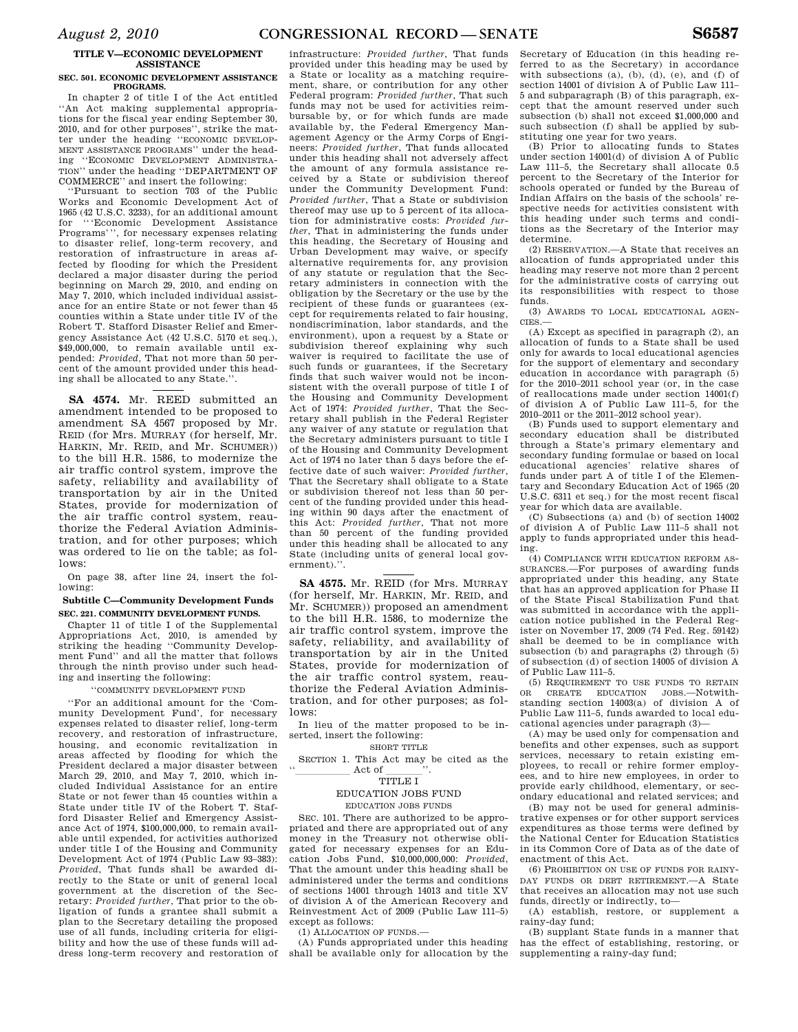### TITLE V—ECONOMIC DEVELOPMENT ASSISTANCE

#### SEC. 501. ECONOMIC DEVELOPMENT ASSISTANCE PROGRAMS.

In chapter 2 of title I of the Act entitled ''An Act making supplemental appropriations for the fiscal year ending September 30, 2010, and for other purposes'', strike the matter under the heading ''ECONOMIC DEVELOPMENT ASSISTANCE PROGRAMS'' under the heading ''ECONOMIC DEVELOPMENT ADMINISTRATION'' under the heading ''DEPARTMENT OF COMMERCE'' and insert the following:

''Pursuant to section 703 of the Public Works and Economic Development Act of 1965 (42 U.S.C. 3233), for an additional amount for '''Economic Development Assistance Programs''', for necessary expenses relating to disaster relief, long-term recovery, and restoration of infrastructure in areas affected by flooding for which the President declared a major disaster during the period beginning on March 29, 2010, and ending on May 7, 2010, which included individual assistance for an entire State or not fewer than 45 counties within a State under title IV of the Robert T. Stafford Disaster Relief and Emergency Assistance Act (42 U.S.C. 5170 et seq.), $49,000,000, to remain available until expended: *Provided*, That not more than 50 percent of the amount provided under this heading shall be allocated to any State.''.

---

**SA 4574.** Mr. REED submitted an amendment intended to be proposed to amendment SA 4567 proposed by Mr. REID (for Mrs. MURRAY (for herself, Mr. HARKIN, Mr. REID, and Mr. SCHUMER)) to the bill H.R. 1586, to modernize the air traffic control system, improve the safety, reliability and availability of transportation by air in the United States, provide for modernization of the air traffic control system, reauthorize the Federal Aviation Administration, and for other purposes; which was ordered to lie on the table; as follows:

On page 38, after line 24, insert the following:

#### Subtitle C—Community Development Funds

#### SEC. 221. COMMUNITY DEVELOPMENT FUNDS.

Chapter 11 of title I of the Supplemental Appropriations Act, 2010, is amended by striking the heading ''Community Development Fund'' and all the matter that follows through the ninth proviso under such heading and inserting the following:

''COMMUNITY DEVELOPMENT FUND

''For an additional amount for the 'Community Development Fund', for necessary expenses related to disaster relief, long-term recovery, and restoration of infrastructure, housing, and economic revitalization in areas affected by flooding for which the President declared a major disaster between March 29, 2010, and May 7, 2010, which included Individual Assistance for an entire State or not fewer than 45 counties within a State under title IV of the Robert T. Stafford Disaster Relief and Emergency Assistance Act of 1974, $100,000,000, to remain available until expended, for activities authorized under title I of the Housing and Community Development Act of 1974 (Public Law 93–383): *Provided*, That funds shall be awarded directly to the State or unit of general local government at the discretion of the Secretary: *Provided further*, That prior to the obligation of funds a grantee shall submit a plan to the Secretary detailing the proposed use of all funds, including criteria for eligibility and how the use of these funds will address long-term recovery and restoration of infrastructure: *Provided further*, That funds provided under this heading may be used by a State or locality as a matching requirement, share, or contribution for any other Federal program: *Provided further*, That such funds may not be used for activities reimbursable by, or for which funds are made available by, the Federal Emergency Management Agency or the Army Corps of Engineers: *Provided further*, That funds allocated under this heading shall not adversely affect the amount of any formula assistance received by a State or subdivision thereof under the Community Development Fund: *Provided further*, That a State or subdivision thereof may use up to 5 percent of its allocation for administrative costs: *Provided further*, That in administering the funds under this heading, the Secretary of Housing and Urban Development may waive, or specify alternative requirements for, any provision of any statute or regulation that the Secretary administers in connection with the obligation by the Secretary or the use by the recipient of these funds or guarantees (except for requirements related to fair housing, nondiscrimination, labor standards, and the environment), upon a request by a State or subdivision thereof explaining why such waiver is required to facilitate the use of such funds or guarantees, if the Secretary finds that such waiver would not be inconsistent with the overall purpose of title I of the Housing and Community Development Act of 1974: *Provided further*, That the Secretary shall publish in the Federal Register any waiver of any statute or regulation that the Secretary administers pursuant to title I of the Housing and Community Development Act of 1974 no later than 5 days before the effective date of such waiver: *Provided further*, That the Secretary shall obligate to a State or subdivision thereof not less than 50 percent of the funding provided under this heading within 90 days after the enactment of this Act: *Provided further*, That not more than 50 percent of the funding provided under this heading shall be allocated to any State (including units of general local government).''.

---

**SA 4575.** Mr. REID (for Mrs. MURRAY (for herself, Mr. HARKIN, Mr. REID, and Mr. SCHUMER)) proposed an amendment to the bill H.R. 1586, to modernize the air traffic control system, improve the safety, reliability, and availability of transportation by air in the United States, provide for modernization of the air traffic control system, reauthorize the Federal Aviation Administration, and for other purposes; as follows:

In lieu of the matter proposed to be inserted, insert the following:

SHORT TITLE

SECTION 1. This Act may be cited as the ''\_\_\_\_\_\_\_\_\_\_ Act of \_\_\_\_\_\_\_''.

TITLE I

EDUCATION JOBS FUND

EDUCATION JOBS FUNDS

SEC. 101. There are authorized to be appropriated and there are appropriated out of any money in the Treasury not otherwise obligated for necessary expenses for an Education Jobs Fund, $10,000,000,000: *Provided*, That the amount under this heading shall be administered under the terms and conditions of sections 14001 through 14013 and title XV of division A of the American Recovery and Reinvestment Act of 2009 (Public Law 111–5) except as follows:

(1) ALLOCATION OF FUNDS.—

(A) Funds appropriated under this heading shall be available only for allocation by the Secretary of Education (in this heading referred to as the Secretary) in accordance with subsections (a), (b), (d), (e), and (f) of section 14001 of division A of Public Law 111–5 and subparagraph (B) of this paragraph, except that the amount reserved under such subsection (b) shall not exceed $1,000,000 and such subsection (f) shall be applied by substituting one year for two years.

(B) Prior to allocating funds to States under section 14001(d) of division A of Public Law 111–5, the Secretary shall allocate 0.5 percent to the Secretary of the Interior for schools operated or funded by the Bureau of Indian Affairs on the basis of the schools' respective needs for activities consistent with this heading under such terms and conditions as the Secretary of the Interior may determine.

(2) RESERVATION.—A State that receives an allocation of funds appropriated under this heading may reserve not more than 2 percent for the administrative costs of carrying out its responsibilities with respect to those funds.

(3) AWARDS TO LOCAL EDUCATIONAL AGENCIES.—

(A) Except as specified in paragraph (2), an allocation of funds to a State shall be used only for awards to local educational agencies for the support of elementary and secondary education in accordance with paragraph (5) for the 2010–2011 school year (or, in the case of reallocations made under section 14001(f) of division A of Public Law 111–5, for the 2010–2011 or the 2011–2012 school year).

(B) Funds used to support elementary and secondary education shall be distributed through a State's primary elementary and secondary funding formulae or based on local educational agencies' relative shares of funds under part A of title I of the Elementary and Secondary Education Act of 1965 (20 U.S.C. 6311 et seq.) for the most recent fiscal year for which data are available.

(C) Subsections (a) and (b) of section 14002 of division A of Public Law 111–5 shall not apply to funds appropriated under this heading.

(4) COMPLIANCE WITH EDUCATION REFORM ASSURANCES.—For purposes of awarding funds appropriated under this heading, any State that has an approved application for Phase II of the State Fiscal Stabilization Fund that was submitted in accordance with the application notice published in the Federal Register on November 17, 2009 (74 Fed. Reg. 59142) shall be deemed to be in compliance with subsection (b) and paragraphs (2) through (5) of subsection (d) of section 14005 of division A of Public Law 111–5.

(5) REQUIREMENT TO USE FUNDS TO RETAIN OR CREATE EDUCATION JOBS.—Notwithstanding section 14003(a) of division A of Public Law 111–5, funds awarded to local educational agencies under paragraph (3)—

(A) may be used only for compensation and benefits and other expenses, such as support services, necessary to retain existing employees, to recall or rehire former employees, and to hire new employees, in order to provide early childhood, elementary, or secondary educational and related services; and

(B) may not be used for general administrative expenses or for other support services expenditures as those terms were defined by the National Center for Education Statistics in its Common Core of Data as of the date of enactment of this Act.

(6) PROHIBITION ON USE OF FUNDS FOR RAINY-DAY FUNDS OR DEBT RETIREMENT.—A State that receives an allocation may not use such funds, directly or indirectly, to—

(A) establish, restore, or supplement a rainy-day fund;

(B) supplant State funds in a manner that has the effect of establishing, restoring, or supplementing a rainy-day fund;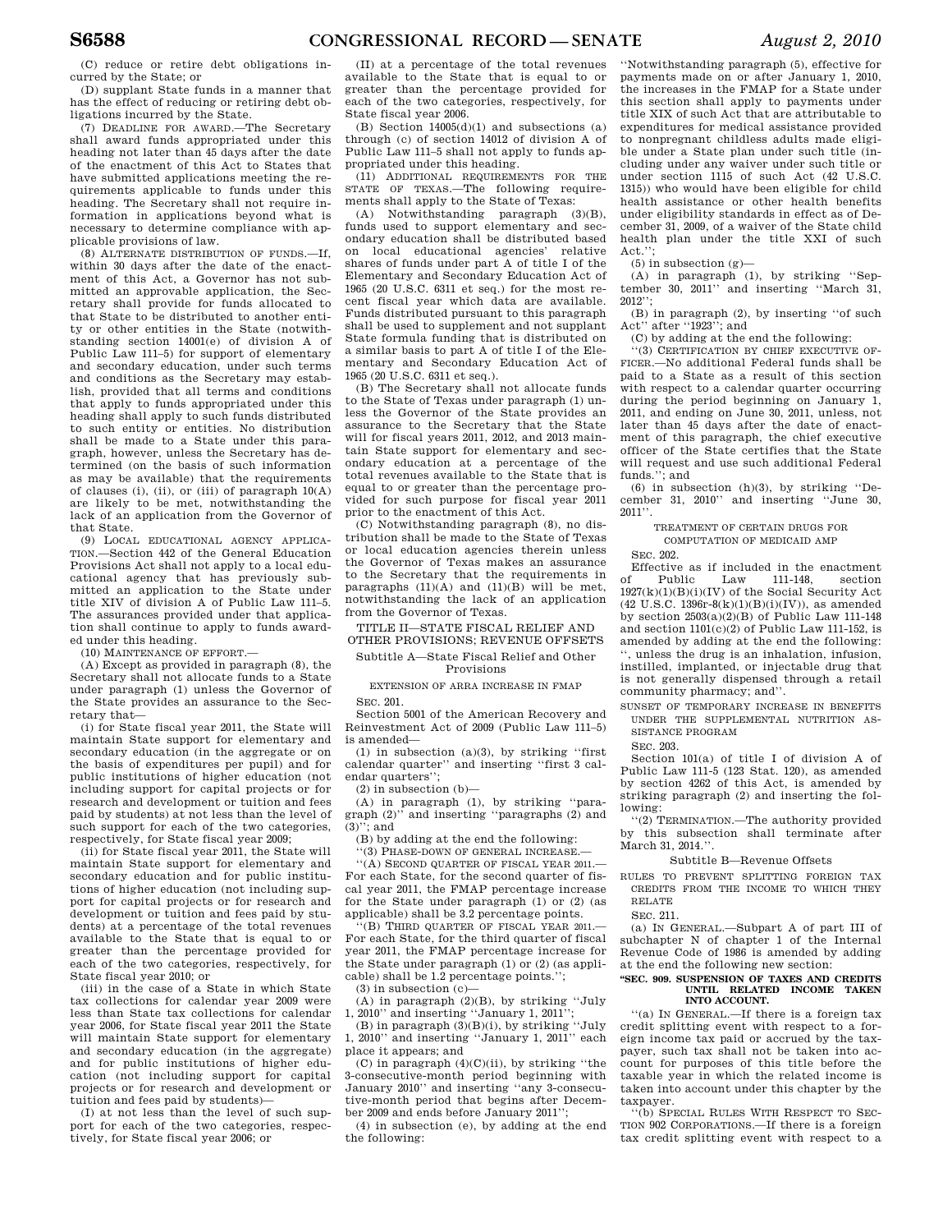(C) reduce or retire debt obligations incurred by the State; or

(D) supplant State funds in a manner that has the effect of reducing or retiring debt obligations incurred by the State.

(7) DEADLINE FOR AWARD.—The Secretary shall award funds appropriated under this heading not later than 45 days after the date of the enactment of this Act to States that have submitted applications meeting the requirements applicable to funds under this heading. The Secretary shall not require information in applications beyond what is necessary to determine compliance with applicable provisions of law.

(8) ALTERNATE DISTRIBUTION OF FUNDS.—If, within 30 days after the date of the enactment of this Act, a Governor has not submitted an approvable application, the Secretary shall provide for funds allocated to that State to be distributed to another entity or other entities in the State (notwithstanding section 14001(e) of division A of Public Law 111–5) for support of elementary and secondary education, under such terms and conditions as the Secretary may establish, provided that all terms and conditions that apply to funds appropriated under this heading shall apply to such funds distributed to such entity or entities. No distribution shall be made to a State under this paragraph, however, unless the Secretary has determined (on the basis of such information as may be available) that the requirements of clauses (i), (ii), or (iii) of paragraph 10(A) are likely to be met, notwithstanding the lack of an application from the Governor of that State.

(9) LOCAL EDUCATIONAL AGENCY APPLICATION.—Section 442 of the General Education Provisions Act shall not apply to a local educational agency that has previously submitted an application to the State under title XIV of division A of Public Law 111–5. The assurances provided under that application shall continue to apply to funds awarded under this heading.

(10) MAINTENANCE OF EFFORT.—

(A) Except as provided in paragraph (8), the Secretary shall not allocate funds to a State under paragraph (1) unless the Governor of the State provides an assurance to the Secretary that—

(i) for State fiscal year 2011, the State will maintain State support for elementary and secondary education (in the aggregate or on the basis of expenditures per pupil) and for public institutions of higher education (not including support for capital projects or for research and development or tuition and fees paid by students) at not less than the level of such support for each of the two categories, respectively, for State fiscal year 2009;

(ii) for State fiscal year 2011, the State will maintain State support for elementary and secondary education and for public institutions of higher education (not including support for capital projects or for research and development or tuition and fees paid by students) at a percentage of the total revenues available to the State that is equal to or greater than the percentage provided for each of the two categories, respectively, for State fiscal year 2010; or

(iii) in the case of a State in which State tax collections for calendar year 2009 were less than State tax collections for calendar year 2006, for State fiscal year 2011 the State will maintain State support for elementary and secondary education (in the aggregate) and for public institutions of higher education (not including support for capital projects or for research and development or tuition and fees paid by students)—

(I) at not less than the level of such support for each of the two categories, respectively, for State fiscal year 2006; or

(II) at a percentage of the total revenues available to the State that is equal to or greater than the percentage provided for each of the two categories, respectively, for State fiscal year 2006.

(B) Section 14005(d)(1) and subsections (a) through (c) of section 14012 of division A of Public Law 111–5 shall not apply to funds appropriated under this heading.

(11) ADDITIONAL REQUIREMENTS FOR THE STATE OF TEXAS.—The following requirements shall apply to the State of Texas:

(A) Notwithstanding paragraph (3)(B), funds used to support elementary and secondary education shall be distributed based on local educational agencies' relative shares of funds under part A of title I of the Elementary and Secondary Education Act of 1965 (20 U.S.C. 6311 et seq.) for the most recent fiscal year which data are available. Funds distributed pursuant to this paragraph shall be used to supplement and not supplant State formula funding that is distributed on a similar basis to part A of title I of the Elementary and Secondary Education Act of 1965 (20 U.S.C. 6311 et seq.).

(B) The Secretary shall not allocate funds to the State of Texas under paragraph (1) unless the Governor of the State provides an assurance to the Secretary that the State will for fiscal years 2011, 2012, and 2013 maintain State support for elementary and secondary education at a percentage of the total revenues available to the State that is equal to or greater than the percentage provided for such purpose for fiscal year 2011 prior to the enactment of this Act.

(C) Notwithstanding paragraph (8), no distribution shall be made to the State of Texas or local education agencies therein unless the Governor of Texas makes an assurance to the Secretary that the requirements in paragraphs (11)(A) and (11)(B) will be met, notwithstanding the lack of an application from the Governor of Texas.

## TITLE II—STATE FISCAL RELIEF AND OTHER PROVISIONS; REVENUE OFFSETS

### Subtitle A—State Fiscal Relief and Other Provisions

EXTENSION OF ARRA INCREASE IN FMAP

SEC. 201.

Section 5001 of the American Recovery and Reinvestment Act of 2009 (Public Law 111–5) is amended—

(1) in subsection (a)(3), by striking "first calendar quarter" and inserting "first 3 calendar quarters";

(2) in subsection (b)—

(A) in paragraph (1), by striking "paragraph (2)" and inserting "paragraphs (2) and (3)"; and

(B) by adding at the end the following:

"(3) PHASE-DOWN OF GENERAL INCREASE.—

"(A) SECOND QUARTER OF FISCAL YEAR 2011.—For each State, for the second quarter of fiscal year 2011, the FMAP percentage increase for the State under paragraph (1) or (2) (as applicable) shall be 3.2 percentage points.

"(B) THIRD QUARTER OF FISCAL YEAR 2011.—For each State, for the third quarter of fiscal year 2011, the FMAP percentage increase for the State under paragraph (1) or (2) (as applicable) shall be 1.2 percentage points.";

(3) in subsection (c)—

(A) in paragraph (2)(B), by striking "July 1, 2010" and inserting "January 1, 2011";

(B) in paragraph (3)(B)(i), by striking "July 1, 2010" and inserting "January 1, 2011" each place it appears; and

(C) in paragraph (4)(C)(ii), by striking "the 3-consecutive-month period beginning with January 2010" and inserting "any 3-consecutive-month period that begins after December 2009 and ends before January 2011";

(4) in subsection (e), by adding at the end the following:

"Notwithstanding paragraph (5), effective for payments made on or after January 1, 2010, the increases in the FMAP for a State under this section shall apply to payments under title XIX of such Act that are attributable to expenditures for medical assistance provided to nonpregnant childless adults made eligible under a State plan under such title (including under any waiver under such title or under section 1115 of such Act (42 U.S.C. 1315)) who would have been eligible for child health assistance or other health benefits under eligibility standards in effect as of December 31, 2009, of a waiver of the State child health plan under the title XXI of such Act.";

(5) in subsection (g)—

(A) in paragraph (1), by striking "September 30, 2011" and inserting "March 31, 2012";

(B) in paragraph (2), by inserting "of such Act" after "1923"; and

(C) by adding at the end the following:

"(3) CERTIFICATION BY CHIEF EXECUTIVE OFFICER.—No additional Federal funds shall be paid to a State as a result of this section with respect to a calendar quarter occurring during the period beginning on January 1, 2011, and ending on June 30, 2011, unless, not later than 45 days after the date of enactment of this paragraph, the chief executive officer of the State certifies that the State will request and use such additional Federal funds."; and

(6) in subsection (h)(3), by striking "December 31, 2010" and inserting "June 30, 2011".

TREATMENT OF CERTAIN DRUGS FOR COMPUTATION OF MEDICAID AMP

SEC. 202.

Effective as if included in the enactment of Public Law 111-148, section 1927(k)(1)(B)(i)(IV) of the Social Security Act (42 U.S.C. 1396r-8(k)(1)(B)(i)(IV)), as amended by section 2503(a)(2)(B) of Public Law 111-148 and section 1101(c)(2) of Public Law 111-152, is amended by adding at the end the following: ", unless the drug is an inhalation, infusion, instilled, implanted, or injectable drug that is not generally dispensed through a retail community pharmacy; and".

SUNSET OF TEMPORARY INCREASE IN BENEFITS UNDER THE SUPPLEMENTAL NUTRITION ASSISTANCE PROGRAM

SEC. 203.

Section 101(a) of title I of division A of Public Law 111-5 (123 Stat. 120), as amended by section 4262 of this Act, is amended by striking paragraph (2) and inserting the following:

"(2) TERMINATION.—The authority provided by this subsection shall terminate after March 31, 2014.".

### Subtitle B—Revenue Offsets

RULES TO PREVENT SPLITTING FOREIGN TAX CREDITS FROM THE INCOME TO WHICH THEY RELATE

SEC. 211.

(a) IN GENERAL.—Subpart A of part III of subchapter N of chapter 1 of the Internal Revenue Code of 1986 is amended by adding at the end the following new section:

**"SEC. 909. SUSPENSION OF TAXES AND CREDITS UNTIL RELATED INCOME TAKEN INTO ACCOUNT.**

"(a) IN GENERAL.—If there is a foreign tax credit splitting event with respect to a foreign income tax paid or accrued by the taxpayer, such tax shall not be taken into account for purposes of this title before the taxable year in which the related income is taken into account under this chapter by the taxpayer.

"(b) SPECIAL RULES WITH RESPECT TO SECTION 902 CORPORATIONS.—If there is a foreign tax credit splitting event with respect to a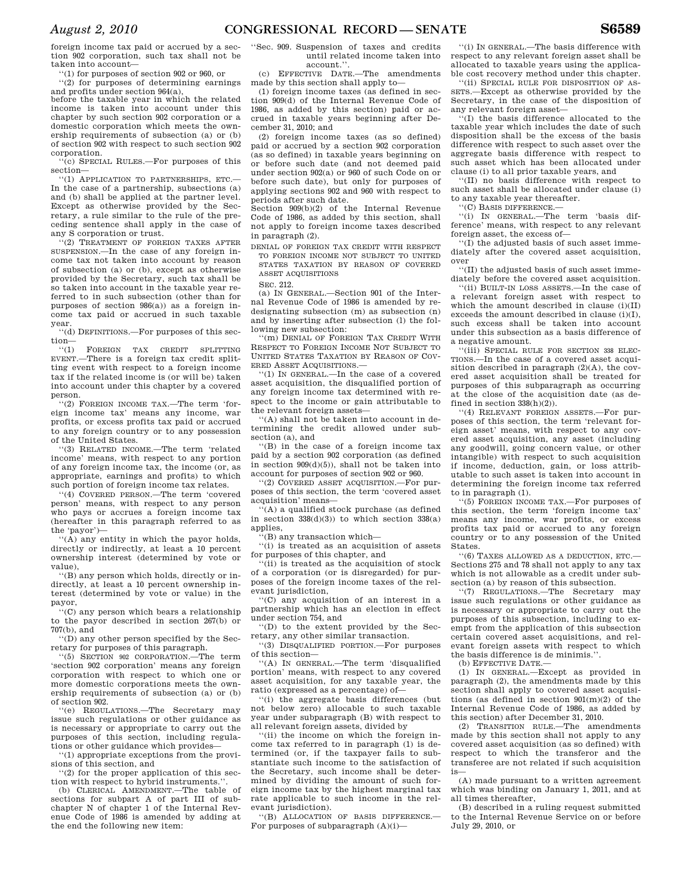foreign income tax paid or accrued by a section 902 corporation, such tax shall not be taken into account—

''(1) for purposes of section 902 or 960, or

''(2) for purposes of determining earnings and profits under section 964(a),

before the taxable year in which the related income is taken into account under this chapter by such section 902 corporation or a domestic corporation which meets the ownership requirements of subsection (a) or (b) of section 902 with respect to such section 902 corporation.

''(c) SPECIAL RULES.—For purposes of this section—

''(1) APPLICATION TO PARTNERSHIPS, ETC.—In the case of a partnership, subsections (a) and (b) shall be applied at the partner level. Except as otherwise provided by the Secretary, a rule similar to the rule of the preceding sentence shall apply in the case of any S corporation or trust.

''(2) TREATMENT OF FOREIGN TAXES AFTER SUSPENSION.—In the case of any foreign income tax not taken into account by reason of subsection (a) or (b), except as otherwise provided by the Secretary, such tax shall be so taken into account in the taxable year referred to in such subsection (other than for purposes of section 986(a)) as a foreign income tax paid or accrued in such taxable year.

''(d) DEFINITIONS.—For purposes of this section—

''(1) FOREIGN TAX CREDIT SPLITTING EVENT.—There is a foreign tax credit splitting event with respect to a foreign income tax if the related income is (or will be) taken into account under this chapter by a covered person.

''(2) FOREIGN INCOME TAX.—The term 'foreign income tax' means any income, war profits, or excess profits tax paid or accrued to any foreign country or to any possession of the United States.

''(3) RELATED INCOME.—The term 'related income' means, with respect to any portion of any foreign income tax, the income (or, as appropriate, earnings and profits) to which such portion of foreign income tax relates.

''(4) COVERED PERSON.—The term 'covered person' means, with respect to any person who pays or accrues a foreign income tax (hereafter in this paragraph referred to as the 'payor')—

''(A) any entity in which the payor holds, directly or indirectly, at least a 10 percent ownership interest (determined by vote or value),

''(B) any person which holds, directly or indirectly, at least a 10 percent ownership interest (determined by vote or value) in the payor,

''(C) any person which bears a relationship to the payor described in section 267(b) or 707(b), and

''(D) any other person specified by the Secretary for purposes of this paragraph.

''(5) SECTION 902 CORPORATION.—The term 'section 902 corporation' means any foreign corporation with respect to which one or more domestic corporations meets the ownership requirements of subsection (a) or (b) of section 902.

''(e) REGULATIONS.—The Secretary may issue such regulations or other guidance as is necessary or appropriate to carry out the purposes of this section, including regulations or other guidance which provides—

''(1) appropriate exceptions from the provisions of this section, and

''(2) for the proper application of this section with respect to hybrid instruments.''.

(b) CLERICAL AMENDMENT.—The table of sections for subpart A of part III of subchapter N of chapter 1 of the Internal Revenue Code of 1986 is amended by adding at the end the following new item:

''Sec. 909. Suspension of taxes and credits until related income taken into account.''.

(c) EFFECTIVE DATE.—The amendments made by this section shall apply to—

(1) foreign income taxes (as defined in section 909(d) of the Internal Revenue Code of 1986, as added by this section) paid or accrued in taxable years beginning after December 31, 2010; and

(2) foreign income taxes (as so defined) paid or accrued by a section 902 corporation (as so defined) in taxable years beginning on or before such date (and not deemed paid under section 902(a) or 960 of such Code on or before such date), but only for purposes of applying sections 902 and 960 with respect to periods after such date.

Section 909(b)(2) of the Internal Revenue Code of 1986, as added by this section, shall not apply to foreign income taxes described in paragraph (2).

DENIAL OF FOREIGN TAX CREDIT WITH RESPECT TO FOREIGN INCOME NOT SUBJECT TO UNITED STATES TAXATION BY REASON OF COVERED ASSET ACQUISITIONS

SEC. 212.

(a) IN GENERAL.—Section 901 of the Internal Revenue Code of 1986 is amended by redesignating subsection (m) as subsection (n) and by inserting after subsection (l) the following new subsection:

''(m) DENIAL OF FOREIGN TAX CREDIT WITH RESPECT TO FOREIGN INCOME NOT SUBJECT TO UNITED STATES TAXATION BY REASON OF COVERED ASSET ACQUISITIONS.—

''(1) IN GENERAL.—In the case of a covered asset acquisition, the disqualified portion of any foreign income tax determined with respect to the income or gain attributable to the relevant foreign assets—

''(A) shall not be taken into account in determining the credit allowed under subsection (a), and

''(B) in the case of a foreign income tax paid by a section 902 corporation (as defined in section 909(d)(5)), shall not be taken into account for purposes of section 902 or 960.

''(2) COVERED ASSET ACQUISITION.—For purposes of this section, the term 'covered asset acquisition' means—

''(A) a qualified stock purchase (as defined in section 338(d)(3)) to which section 338(a) applies,

''(B) any transaction which—

''(i) is treated as an acquisition of assets for purposes of this chapter, and

''(ii) is treated as the acquisition of stock of a corporation (or is disregarded) for purposes of the foreign income taxes of the relevant jurisdiction,

''(C) any acquisition of an interest in a partnership which has an election in effect under section 754, and

''(D) to the extent provided by the Secretary, any other similar transaction.

''(3) DISQUALIFIED PORTION.—For purposes of this section—

''(A) IN GENERAL.—The term 'disqualified portion' means, with respect to any covered asset acquisition, for any taxable year, the ratio (expressed as a percentage) of—

''(i) the aggregate basis differences (but not below zero) allocable to such taxable year under subparagraph (B) with respect to all relevant foreign assets, divided by

''(ii) the income on which the foreign income tax referred to in paragraph (1) is determined (or, if the taxpayer fails to substantiate such income to the satisfaction of the Secretary, such income shall be determined by dividing the amount of such foreign income tax by the highest marginal tax rate applicable to such income in the relevant jurisdiction).

''(B) ALLOCATION OF BASIS DIFFERENCE.—For purposes of subparagraph (A)(i)—

''(i) IN GENERAL.—The basis difference with respect to any relevant foreign asset shall be allocated to taxable years using the applicable cost recovery method under this chapter.

''(ii) SPECIAL RULE FOR DISPOSITION OF ASSETS.—Except as otherwise provided by the Secretary, in the case of the disposition of any relevant foreign asset—

''(I) the basis difference allocated to the taxable year which includes the date of such disposition shall be the excess of the basis difference with respect to such asset over the aggregate basis difference with respect to such asset which has been allocated under clause (i) to all prior taxable years, and

''(II) no basis difference with respect to such asset shall be allocated under clause (i) to any taxable year thereafter.

''(C) BASIS DIFFERENCE.—

''(i) IN GENERAL.—The term 'basis difference' means, with respect to any relevant foreign asset, the excess of—

''(I) the adjusted basis of such asset immediately after the covered asset acquisition, over

''(II) the adjusted basis of such asset immediately before the covered asset acquisition.

''(ii) BUILT-IN LOSS ASSETS.—In the case of a relevant foreign asset with respect to which the amount described in clause (i)(II) exceeds the amount described in clause (i)(I), such excess shall be taken into account under this subsection as a basis difference of a negative amount.

''(iii) SPECIAL RULE FOR SECTION 338 ELECTIONS.—In the case of a covered asset acquisition described in paragraph (2)(A), the covered asset acquisition shall be treated for purposes of this subparagraph as occurring at the close of the acquisition date (as defined in section 338(h)(2)).

''(4) RELEVANT FOREIGN ASSETS.—For purposes of this section, the term 'relevant foreign asset' means, with respect to any covered asset acquisition, any asset (including any goodwill, going concern value, or other intangible) with respect to such acquisition if income, deduction, gain, or loss attributable to such asset is taken into account in determining the foreign income tax referred to in paragraph (1).

''(5) FOREIGN INCOME TAX.—For purposes of this section, the term 'foreign income tax' means any income, war profits, or excess profits tax paid or accrued to any foreign country or to any possession of the United States.

''(6) TAXES ALLOWED AS A DEDUCTION, ETC.—Sections 275 and 78 shall not apply to any tax which is not allowable as a credit under subsection (a) by reason of this subsection.

''(7) REGULATIONS.—The Secretary may issue such regulations or other guidance as is necessary or appropriate to carry out the purposes of this subsection, including to exempt from the application of this subsection certain covered asset acquisitions, and relevant foreign assets with respect to which the basis difference is de minimis.''.

(b) EFFECTIVE DATE.—

(1) IN GENERAL.—Except as provided in paragraph (2), the amendments made by this section shall apply to covered asset acquisitions (as defined in section 901(m)(2) of the Internal Revenue Code of 1986, as added by this section) after December 31, 2010.

(2) TRANSITION RULE.—The amendments made by this section shall not apply to any covered asset acquisition (as so defined) with respect to which the transferor and the transferee are not related if such acquisition is—

(A) made pursuant to a written agreement which was binding on January 1, 2011, and at all times thereafter,

(B) described in a ruling request submitted to the Internal Revenue Service on or before July 29, 2010, or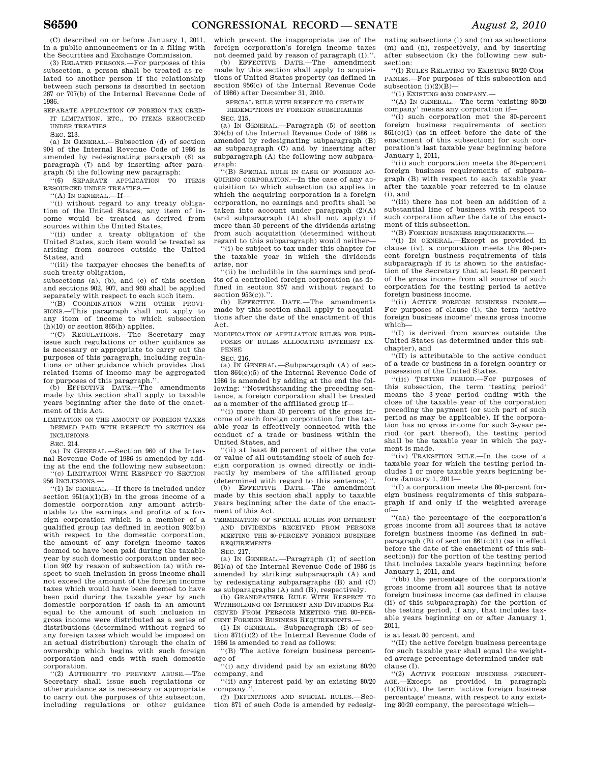(C) described on or before January 1, 2011, in a public announcement or in a filing with the Securities and Exchange Commission.

(3) RELATED PERSONS.—For purposes of this subsection, a person shall be treated as related to another person if the relationship between such persons is described in section 267 or 707(b) of the Internal Revenue Code of 1986.

SEPARATE APPLICATION OF FOREIGN TAX CREDIT LIMITATION, ETC., TO ITEMS RESOURCED UNDER TREATIES

SEC. 213.

(a) IN GENERAL.—Subsection (d) of section 904 of the Internal Revenue Code of 1986 is amended by redesignating paragraph (6) as paragraph (7) and by inserting after paragraph (5) the following new paragraph:

''(6) SEPARATE APPLICATION TO ITEMS RESOURCED UNDER TREATIES.—

''(A) IN GENERAL.—If—

''(i) without regard to any treaty obligation of the United States, any item of income would be treated as derived from sources within the United States,

''(ii) under a treaty obligation of the United States, such item would be treated as arising from sources outside the United States, and

''(iii) the taxpayer chooses the benefits of such treaty obligation,

subsections (a), (b), and (c) of this section and sections 902, 907, and 960 shall be applied separately with respect to each such item.

''(B) COORDINATION WITH OTHER PROVISIONS.—This paragraph shall not apply to any item of income to which subsection (h)(10) or section 865(h) applies.

''(C) REGULATIONS.—The Secretary may issue such regulations or other guidance as is necessary or appropriate to carry out the purposes of this paragraph, including regulations or other guidance which provides that related items of income may be aggregated for purposes of this paragraph.''.

(b) EFFECTIVE DATE.—The amendments made by this section shall apply to taxable years beginning after the date of the enactment of this Act.

LIMITATION ON THE AMOUNT OF FOREIGN TAXES DEEMED PAID WITH RESPECT TO SECTION 956 INCLUSIONS

SEC. 214.

(a) IN GENERAL.—Section 960 of the Internal Revenue Code of 1986 is amended by adding at the end the following new subsection:

''(c) LIMITATION WITH RESPECT TO SECTION 956 INCLUSIONS.—

''(1) IN GENERAL.—If there is included under section 951(a)(1)(B) in the gross income of a domestic corporation any amount attributable to the earnings and profits of a foreign corporation which is a member of a qualified group (as defined in section 902(b)) with respect to the domestic corporation, the amount of any foreign income taxes deemed to have been paid during the taxable year by such domestic corporation under section 902 by reason of subsection (a) with respect to such inclusion in gross income shall not exceed the amount of the foreign income taxes which would have been deemed to have been paid during the taxable year by such domestic corporation if cash in an amount equal to the amount of such inclusion in gross income were distributed as a series of distributions (determined without regard to any foreign taxes which would be imposed on an actual distribution) through the chain of ownership which begins with such foreign corporation and ends with such domestic corporation.

''(2) AUTHORITY TO PREVENT ABUSE.—The Secretary shall issue such regulations or other guidance as is necessary or appropriate to carry out the purposes of this subsection, including regulations or other guidance which prevent the inappropriate use of the foreign corporation's foreign income taxes not deemed paid by reason of paragraph (1).''.

(b) EFFECTIVE DATE.—The amendment made by this section shall apply to acquisitions of United States property (as defined in section 956(c) of the Internal Revenue Code of 1986) after December 31, 2010.

SPECIAL RULE WITH RESPECT TO CERTAIN REDEMPTIONS BY FOREIGN SUBSIDIARIES

SEC. 215.

(a) IN GENERAL.—Paragraph (5) of section 304(b) of the Internal Revenue Code of 1986 is amended by redesignating subparagraph (B) as subparagraph (C) and by inserting after subparagraph (A) the following new subparagraph:

''(B) SPECIAL RULE IN CASE OF FOREIGN ACQUIRING CORPORATION.—In the case of any acquisition to which subsection (a) applies in which the acquiring corporation is a foreign corporation, no earnings and profits shall be taken into account under paragraph (2)(A) (and subparagraph (A) shall not apply) if more than 50 percent of the dividends arising from such acquisition (determined without regard to this subparagraph) would neither—

''(i) be subject to tax under this chapter for the taxable year in which the dividends arise, nor

''(ii) be includible in the earnings and profits of a controlled foreign corporation (as defined in section 957 and without regard to section 953(c)).''.

(b) EFFECTIVE DATE.—The amendments made by this section shall apply to acquisitions after the date of the enactment of this Act.

MODIFICATION OF AFFILIATION RULES FOR PURPOSES OF RULES ALLOCATING INTEREST EXPENSE

SEC. 216.

(a) IN GENERAL.—Subparagraph (A) of section 864(e)(5) of the Internal Revenue Code of 1986 is amended by adding at the end the following: ''Notwithstanding the preceding sentence, a foreign corporation shall be treated as a member of the affiliated group if—

''(i) more than 50 percent of the gross income of such foreign corporation for the taxable year is effectively connected with the conduct of a trade or business within the United States, and

''(ii) at least 80 percent of either the vote or value of all outstanding stock of such foreign corporation is owned directly or indirectly by members of the affiliated group (determined with regard to this sentence).''.

(b) EFFECTIVE DATE.—The amendment made by this section shall apply to taxable years beginning after the date of the enactment of this Act.

TERMINATION OF SPECIAL RULES FOR INTEREST AND DIVIDENDS RECEIVED FROM PERSONS MEETING THE 80-PERCENT FOREIGN BUSINESS REQUIREMENTS

SEC. 217.

(a) IN GENERAL.—Paragraph (1) of section 861(a) of the Internal Revenue Code of 1986 is amended by striking subparagraph (A) and by redesignating subparagraphs (B) and (C) as subparagraphs (A) and (B), respectively.

(b) GRANDFATHER RULE WITH RESPECT TO WITHHOLDING ON INTEREST AND DIVIDENDS RECEIVED FROM PERSONS MEETING THE 80-PERCENT FOREIGN BUSINESS REQUIREMENTS.—

(1) IN GENERAL.—Subparagraph (B) of section 871(i)(2) of the Internal Revenue Code of 1986 is amended to read as follows:

''(B) The active foreign business percentage of—

''(i) any dividend paid by an existing 80/20 company, and

''(ii) any interest paid by an existing 80/20 company.''.

(2) DEFINITIONS AND SPECIAL RULES.—Section 871 of such Code is amended by redesignating subsections (l) and (m) as subsections (m) and (n), respectively, and by inserting after subsection (k) the following new subsection:

''(l) RULES RELATING TO EXISTING 80/20 COMPANIES.—For purposes of this subsection and subsection (i)(2)(B)—

''(1) EXISTING 80/20 COMPANY.—

''(A) IN GENERAL.—The term 'existing 80/20 company' means any corporation if—

''(i) such corporation met the 80-percent foreign business requirements of section 861(c)(1) (as in effect before the date of the enactment of this subsection) for such corporation's last taxable year beginning before January 1, 2011,

''(ii) such corporation meets the 80-percent foreign business requirements of subparagraph (B) with respect to each taxable year after the taxable year referred to in clause (i), and

''(iii) there has not been an addition of a substantial line of business with respect to such corporation after the date of the enactment of this subsection.

''(B) FOREIGN BUSINESS REQUIREMENTS.—

''(i) IN GENERAL.—Except as provided in clause (iv), a corporation meets the 80-percent foreign business requirements of this subparagraph if it is shown to the satisfaction of the Secretary that at least 80 percent of the gross income from all sources of such corporation for the testing period is active foreign business income.

''(ii) ACTIVE FOREIGN BUSINESS INCOME.—For purposes of clause (i), the term 'active foreign business income' means gross income which—

''(I) is derived from sources outside the United States (as determined under this subchapter), and

''(II) is attributable to the active conduct of a trade or business in a foreign country or possession of the United States.

''(iii) TESTING PERIOD.—For purposes of this subsection, the term 'testing period' means the 3-year period ending with the close of the taxable year of the corporation preceding the payment (or such part of such period as may be applicable). If the corporation has no gross income for such 3-year period (or part thereof), the testing period shall be the taxable year in which the payment is made.

''(iv) TRANSITION RULE.—In the case of a taxable year for which the testing period includes 1 or more taxable years beginning before January 1, 2011—

''(I) a corporation meets the 80-percent foreign business requirements of this subparagraph if and only if the weighted average of—

''(aa) the percentage of the corporation's gross income from all sources that is active foreign business income (as defined in subparagraph (B) of section 861(c)(1) (as in effect before the date of the enactment of this subsection)) for the portion of the testing period that includes taxable years beginning before January 1, 2011, and

''(bb) the percentage of the corporation's gross income from all sources that is active foreign business income (as defined in clause (ii) of this subparagraph) for the portion of the testing period, if any, that includes taxable years beginning on or after January 1, 2011,

is at least 80 percent, and

''(II) the active foreign business percentage for such taxable year shall equal the weighted average percentage determined under subclause (I).

''(2) ACTIVE FOREIGN BUSINESS PERCENTAGE.—Except as provided in paragraph (1)(B)(iv), the term 'active foreign business percentage' means, with respect to any existing 80/20 company, the percentage which—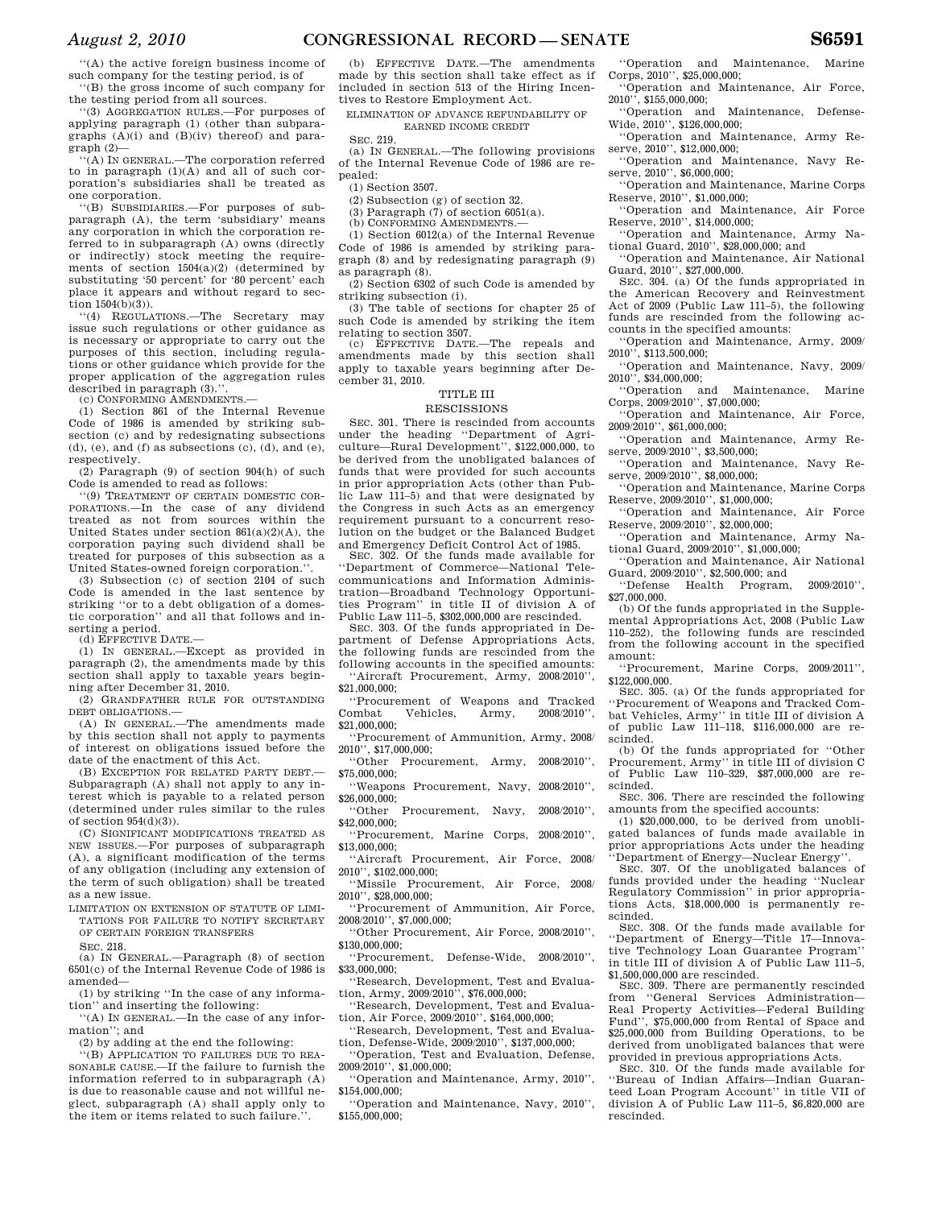"(A) the active foreign business income of such company for the testing period, is of

"(B) the gross income of such company for the testing period from all sources.

"(3) AGGREGATION RULES.—For purposes of applying paragraph (1) (other than subparagraphs (A)(i) and (B)(iv) thereof) and paragraph (2)—

"(A) IN GENERAL.—The corporation referred to in paragraph (1)(A) and all of such corporation's subsidiaries shall be treated as one corporation.

"(B) SUBSIDIARIES.—For purposes of subparagraph (A), the term 'subsidiary' means any corporation in which the corporation referred to in subparagraph (A) owns (directly or indirectly) stock meeting the requirements of section 1504(a)(2) (determined by substituting '50 percent' for '80 percent' each place it appears and without regard to section 1504(b)(3)).

"(4) REGULATIONS.—The Secretary may issue such regulations or other guidance as is necessary or appropriate to carry out the purposes of this section, including regulations or other guidance which provide for the proper application of the aggregation rules described in paragraph (3).".

(c) CONFORMING AMENDMENTS.—

(1) Section 861 of the Internal Revenue Code of 1986 is amended by striking subsection (c) and by redesignating subsections (d), (e), and (f) as subsections (c), (d), and (e), respectively.

(2) Paragraph (9) of section 904(h) of such Code is amended to read as follows:

"(9) TREATMENT OF CERTAIN DOMESTIC CORPORATIONS.—In the case of any dividend treated as not from sources within the United States under section 861(a)(2)(A), the corporation paying such dividend shall be treated for purposes of this subsection as a United States-owned foreign corporation.".

(3) Subsection (c) of section 2104 of such Code is amended in the last sentence by striking "or to a debt obligation of a domestic corporation" and all that follows and inserting a period.

(d) EFFECTIVE DATE.—

(1) IN GENERAL.—Except as provided in paragraph (2), the amendments made by this section shall apply to taxable years beginning after December 31, 2010.

(2) GRANDFATHER RULE FOR OUTSTANDING DEBT OBLIGATIONS.—

(A) IN GENERAL.—The amendments made by this section shall not apply to payments of interest on obligations issued before the date of the enactment of this Act.

(B) EXCEPTION FOR RELATED PARTY DEBT.—Subparagraph (A) shall not apply to any interest which is payable to a related person (determined under rules similar to the rules of section 954(d)(3)).

(C) SIGNIFICANT MODIFICATIONS TREATED AS NEW ISSUES.—For purposes of subparagraph (A), a significant modification of the terms of any obligation (including any extension of the term of such obligation) shall be treated as a new issue.

LIMITATION ON EXTENSION OF STATUTE OF LIMITATIONS FOR FAILURE TO NOTIFY SECRETARY OF CERTAIN FOREIGN TRANSFERS

SEC. 218.

(a) IN GENERAL.—Paragraph (8) of section 6501(c) of the Internal Revenue Code of 1986 is amended—

(1) by striking "In the case of any information" and inserting the following:

"(A) IN GENERAL.—In the case of any information"; and

(2) by adding at the end the following:

"(B) APPLICATION TO FAILURES DUE TO REASONABLE CAUSE.—If the failure to furnish the information referred to in subparagraph (A) is due to reasonable cause and not willful neglect, subparagraph (A) shall apply only to the item or items related to such failure.".

(b) EFFECTIVE DATE.—The amendments made by this section shall take effect as if included in section 513 of the Hiring Incentives to Restore Employment Act.

ELIMINATION OF ADVANCE REFUNDABILITY OF EARNED INCOME CREDIT

SEC. 219.

(a) IN GENERAL.—The following provisions of the Internal Revenue Code of 1986 are repealed:

(1) Section 3507.

(2) Subsection (g) of section 32.

(3) Paragraph (7) of section 6051(a).

(b) CONFORMING AMENDMENTS.—

(1) Section 6012(a) of the Internal Revenue Code of 1986 is amended by striking paragraph (8) and by redesignating paragraph (9) as paragraph (8).

(2) Section 6302 of such Code is amended by striking subsection (i).

(3) The table of sections for chapter 25 of such Code is amended by striking the item relating to section 3507.

(c) EFFECTIVE DATE.—The repeals and amendments made by this section shall apply to taxable years beginning after December 31, 2010.

## TITLE III

## RESCISSIONS

SEC. 301. There is rescinded from accounts under the heading "Department of Agriculture—Rural Development", $122,000,000, to be derived from the unobligated balances of funds that were provided for such accounts in prior appropriation Acts (other than Public Law 111–5) and that were designated by the Congress in such Acts as an emergency requirement pursuant to a concurrent resolution on the budget or the Balanced Budget and Emergency Deficit Control Act of 1985.

SEC. 302. Of the funds made available for "Department of Commerce—National Telecommunications and Information Administration—Broadband Technology Opportunities Program" in title II of division A of Public Law 111–5, $302,000,000 are rescinded.

SEC. 303. Of the funds appropriated in Department of Defense Appropriations Acts, the following funds are rescinded from the following accounts in the specified amounts:

"Aircraft Procurement, Army, 2008/2010", $21,000,000;

"Procurement of Weapons and Tracked Combat Vehicles, Army, 2008/2010", $21,000,000;

"Procurement of Ammunition, Army, 2008/2010", $17,000,000;

"Other Procurement, Army, 2008/2010", $75,000,000;

"Weapons Procurement, Navy, 2008/2010", $26,000,000;

"Other Procurement, Navy, 2008/2010", $42,000,000;

"Procurement, Marine Corps, 2008/2010", $13,000,000;

"Aircraft Procurement, Air Force, 2008/2010", $102,000,000;

"Missile Procurement, Air Force, 2008/2010", $28,000,000;

"Procurement of Ammunition, Air Force, 2008/2010", $7,000,000;

"Other Procurement, Air Force, 2008/2010", $130,000,000;

"Procurement, Defense-Wide, 2008/2010", $33,000,000;

"Research, Development, Test and Evaluation, Army, 2009/2010", $76,000,000;

"Research, Development, Test and Evaluation, Air Force, 2009/2010", $164,000,000;

"Research, Development, Test and Evaluation, Defense-Wide, 2009/2010", $137,000,000;

"Operation, Test and Evaluation, Defense, 2009/2010", $1,000,000;

"Operation and Maintenance, Army, 2010", $154,000,000;

"Operation and Maintenance, Navy, 2010", $155,000,000;

"Operation and Maintenance, Marine Corps, 2010", $25,000,000;

"Operation and Maintenance, Air Force, 2010", $155,000,000;

"Operation and Maintenance, Defense-Wide, 2010", $126,000,000;

"Operation and Maintenance, Army Reserve, 2010", $12,000,000;

"Operation and Maintenance, Navy Reserve, 2010", $6,000,000;

"Operation and Maintenance, Marine Corps Reserve, 2010", $1,000,000;

"Operation and Maintenance, Air Force Reserve, 2010", $14,000,000;

"Operation and Maintenance, Army National Guard, 2010", $28,000,000; and

"Operation and Maintenance, Air National Guard, 2010", $27,000,000.

SEC. 304. (a) Of the funds appropriated in the American Recovery and Reinvestment Act of 2009 (Public Law 111–5), the following funds are rescinded from the following accounts in the specified amounts:

"Operation and Maintenance, Army, 2009/2010", $113,500,000;

"Operation and Maintenance, Navy, 2009/2010", $34,000,000;

"Operation and Maintenance, Marine Corps, 2009/2010", $7,000,000;

"Operation and Maintenance, Air Force, 2009/2010", $61,000,000;

"Operation and Maintenance, Army Reserve, 2009/2010", $3,500,000;

"Operation and Maintenance, Navy Reserve, 2009/2010", $8,000,000;

"Operation and Maintenance, Marine Corps Reserve, 2009/2010", $1,000,000;

"Operation and Maintenance, Air Force Reserve, 2009/2010", $2,000,000;

"Operation and Maintenance, Army National Guard, 2009/2010", $1,000,000;

"Operation and Maintenance, Air National Guard, 2009/2010", $2,500,000; and

"Defense Health Program, 2009/2010", $27,000,000.

(b) Of the funds appropriated in the Supplemental Appropriations Act, 2008 (Public Law 110–252), the following funds are rescinded from the following account in the specified amount:

"Procurement, Marine Corps, 2009/2011", $122,000,000.

SEC. 305. (a) Of the funds appropriated for "Procurement of Weapons and Tracked Combat Vehicles, Army" in title III of division A of public Law 111–118, $116,000,000 are rescinded.

(b) Of the funds appropriated for "Other Procurement, Army" in title III of division C of Public Law 110–329, $87,000,000 are rescinded.

SEC. 306. There are rescinded the following amounts from the specified accounts:

(1) $20,000,000, to be derived from unobligated balances of funds made available in prior appropriations Acts under the heading "Department of Energy—Nuclear Energy".

SEC. 307. Of the unobligated balances of funds provided under the heading "Nuclear Regulatory Commission" in prior appropriations Acts, $18,000,000 is permanently rescinded.

SEC. 308. Of the funds made available for "Department of Energy—Title 17—Innovative Technology Loan Guarantee Program" in title III of division A of Public Law 111–5, $1,500,000,000 are rescinded.

SEC. 309. There are permanently rescinded from "General Services Administration—Real Property Activities—Federal Building Fund", $75,000,000 from Rental of Space and $25,000,000 from Building Operations, to be derived from unobligated balances that were provided in previous appropriations Acts.

SEC. 310. Of the funds made available for "Bureau of Indian Affairs—Indian Guaranteed Loan Program Account" in title VII of division A of Public Law 111–5, $6,820,000 are rescinded.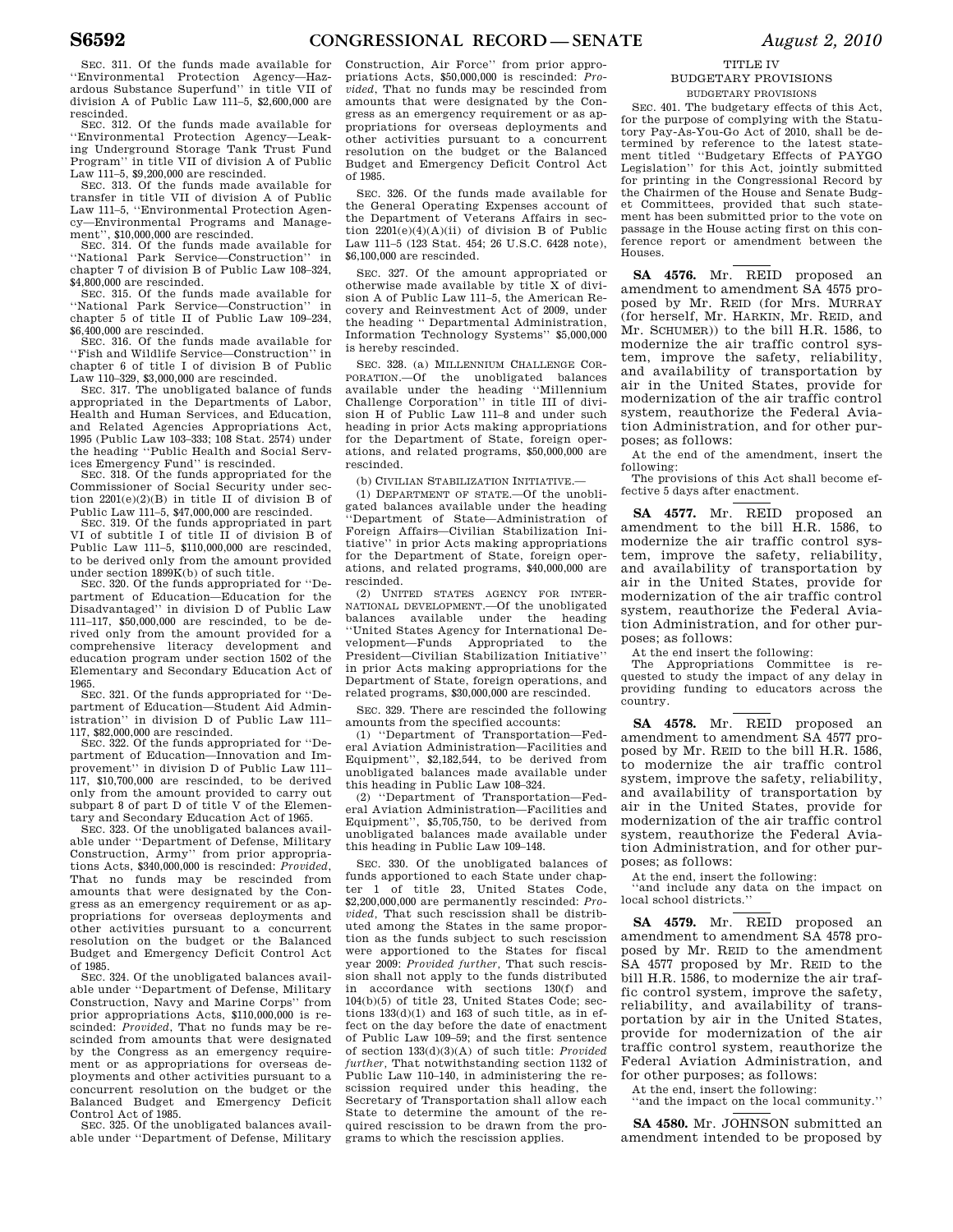SEC. 311. Of the funds made available for ''Environmental Protection Agency—Hazardous Substance Superfund'' in title VII of division A of Public Law 111–5, $2,600,000 are rescinded.

SEC. 312. Of the funds made available for ''Environmental Protection Agency—Leaking Underground Storage Tank Trust Fund Program'' in title VII of division A of Public Law 111–5, $9,200,000 are rescinded.

SEC. 313. Of the funds made available for transfer in title VII of division A of Public Law 111–5, ''Environmental Protection Agency—Environmental Programs and Management'', $10,000,000 are rescinded.

SEC. 314. Of the funds made available for ''National Park Service—Construction'' in chapter 7 of division B of Public Law 108–324, $4,800,000 are rescinded.

SEC. 315. Of the funds made available for ''National Park Service—Construction'' in chapter 5 of title II of Public Law 109–234, $6,400,000 are rescinded.

SEC. 316. Of the funds made available for ''Fish and Wildlife Service—Construction'' in chapter 6 of title I of division B of Public Law 110–329, $3,000,000 are rescinded.

SEC. 317. The unobligated balance of funds appropriated in the Departments of Labor, Health and Human Services, and Education, and Related Agencies Appropriations Act, 1995 (Public Law 103–333; 108 Stat. 2574) under the heading ''Public Health and Social Services Emergency Fund'' is rescinded.

SEC. 318. Of the funds appropriated for the Commissioner of Social Security under section 2201(e)(2)(B) in title II of division B of Public Law 111–5, $47,000,000 are rescinded.

SEC. 319. Of the funds appropriated in part VI of subtitle I of title II of division B of Public Law 111–5, $110,000,000 are rescinded, to be derived only from the amount provided under section 1899K(b) of such title.

SEC. 320. Of the funds appropriated for ''Department of Education—Education for the Disadvantaged'' in division D of Public Law 111–117, $50,000,000 are rescinded, to be derived only from the amount provided for a comprehensive literacy development and education program under section 1502 of the Elementary and Secondary Education Act of 1965.

SEC. 321. Of the funds appropriated for ''Department of Education—Student Aid Administration'' in division D of Public Law 111–117, $82,000,000 are rescinded.

SEC. 322. Of the funds appropriated for ''Department of Education—Innovation and Improvement'' in division D of Public Law 111–117, $10,700,000 are rescinded, to be derived only from the amount provided to carry out subpart 8 of part D of title V of the Elementary and Secondary Education Act of 1965.

SEC. 323. Of the unobligated balances available under ''Department of Defense, Military Construction, Army'' from prior appropriations Acts, $340,000,000 is rescinded: *Provided*, That no funds may be rescinded from amounts that were designated by the Congress as an emergency requirement or as appropriations for overseas deployments and other activities pursuant to a concurrent resolution on the budget or the Balanced Budget and Emergency Deficit Control Act of 1985.

SEC. 324. Of the unobligated balances available under ''Department of Defense, Military Construction, Navy and Marine Corps'' from prior appropriations Acts, $110,000,000 is rescinded: *Provided*, That no funds may be rescinded from amounts that were designated by the Congress as an emergency requirement or as appropriations for overseas deployments and other activities pursuant to a concurrent resolution on the budget or the Balanced Budget and Emergency Deficit Control Act of 1985.

SEC. 325. Of the unobligated balances available under ''Department of Defense, Military Construction, Air Force'' from prior appropriations Acts, $50,000,000 is rescinded: *Provided*, That no funds may be rescinded from amounts that were designated by the Congress as an emergency requirement or as appropriations for overseas deployments and other activities pursuant to a concurrent resolution on the budget or the Balanced Budget and Emergency Deficit Control Act of 1985.

SEC. 326. Of the funds made available for the General Operating Expenses account of the Department of Veterans Affairs in section 2201(e)(4)(A)(ii) of division B of Public Law 111–5 (123 Stat. 454; 26 U.S.C. 6428 note), $6,100,000 are rescinded.

SEC. 327. Of the amount appropriated or otherwise made available by title X of division A of Public Law 111–5, the American Recovery and Reinvestment Act of 2009, under the heading '' Departmental Administration, Information Technology Systems'' $5,000,000 is hereby rescinded.

SEC. 328. (a) MILLENNIUM CHALLENGE CORPORATION.—Of the unobligated balances available under the heading ''Millennium Challenge Corporation'' in title III of division H of Public Law 111–8 and under such heading in prior Acts making appropriations for the Department of State, foreign operations, and related programs, $50,000,000 are rescinded.

(b) CIVILIAN STABILIZATION INITIATIVE.—

(1) DEPARTMENT OF STATE.—Of the unobligated balances available under the heading ''Department of State—Administration of Foreign Affairs—Civilian Stabilization Initiative'' in prior Acts making appropriations for the Department of State, foreign operations, and related programs, $40,000,000 are rescinded.

(2) UNITED STATES AGENCY FOR INTERNATIONAL DEVELOPMENT.—Of the unobligated balances available under the heading ''United States Agency for International Development—Funds Appropriated to the President—Civilian Stabilization Initiative'' in prior Acts making appropriations for the Department of State, foreign operations, and related programs, $30,000,000 are rescinded.

SEC. 329. There are rescinded the following amounts from the specified accounts:

(1) ''Department of Transportation—Federal Aviation Administration—Facilities and Equipment'', $2,182,544, to be derived from unobligated balances made available under this heading in Public Law 108–324.

(2) ''Department of Transportation—Federal Aviation Administration—Facilities and Equipment'', $5,705,750, to be derived from unobligated balances made available under this heading in Public Law 109–148.

SEC. 330. Of the unobligated balances of funds apportioned to each State under chapter 1 of title 23, United States Code, $2,200,000,000 are permanently rescinded: *Provided*, That such rescission shall be distributed among the States in the same proportion as the funds subject to such rescission were apportioned to the States for fiscal year 2009: *Provided further*, That such rescission shall not apply to the funds distributed in accordance with sections 130(f) and 104(b)(5) of title 23, United States Code; sections 133(d)(1) and 163 of such title, as in effect on the day before the date of enactment of Public Law 109–59; and the first sentence of section 133(d)(3)(A) of such title: *Provided further*, That notwithstanding section 1132 of Public Law 110–140, in administering the rescission required under this heading, the Secretary of Transportation shall allow each State to determine the amount of the required rescission to be drawn from the programs to which the rescission applies.

TITLE IV

BUDGETARY PROVISIONS

BUDGETARY PROVISIONS

SEC. 401. The budgetary effects of this Act, for the purpose of complying with the Statutory Pay-As-You-Go Act of 2010, shall be determined by reference to the latest statement titled ''Budgetary Effects of PAYGO Legislation'' for this Act, jointly submitted for printing in the Congressional Record by the Chairmen of the House and Senate Budget Committees, provided that such statement has been submitted prior to the vote on passage in the House acting first on this conference report or amendment between the Houses.

---

**SA 4576.** Mr. REID proposed an amendment to amendment SA 4575 proposed by Mr. REID (for Mrs. MURRAY (for herself, Mr. HARKIN, Mr. REID, and Mr. SCHUMER)) to the bill H.R. 1586, to modernize the air traffic control system, improve the safety, reliability, and availability of transportation by air in the United States, provide for modernization of the air traffic control system, reauthorize the Federal Aviation Administration, and for other purposes; as follows:

At the end of the amendment, insert the following:

The provisions of this Act shall become effective 5 days after enactment.

---

**SA 4577.** Mr. REID proposed an amendment to the bill H.R. 1586, to modernize the air traffic control system, improve the safety, reliability, and availability of transportation by air in the United States, provide for modernization of the air traffic control system, reauthorize the Federal Aviation Administration, and for other purposes; as follows:

At the end insert the following:

The Appropriations Committee is requested to study the impact of any delay in providing funding to educators across the country.

---

**SA 4578.** Mr. REID proposed an amendment to amendment SA 4577 proposed by Mr. REID to the bill H.R. 1586, to modernize the air traffic control system, improve the safety, reliability, and availability of transportation by air in the United States, provide for modernization of the air traffic control system, reauthorize the Federal Aviation Administration, and for other purposes; as follows:

At the end, insert the following:

''and include any data on the impact on local school districts.''

---

**SA 4579.** Mr. REID proposed an amendment to amendment SA 4578 proposed by Mr. REID to the amendment SA 4577 proposed by Mr. REID to the bill H.R. 1586, to modernize the air traffic control system, improve the safety, reliability, and availability of transportation by air in the United States, provide for modernization of the air traffic control system, reauthorize the Federal Aviation Administration, and for other purposes; as follows:

At the end, insert the following:

''and the impact on the local community.''

---

**SA 4580.** Mr. JOHNSON submitted an amendment intended to be proposed by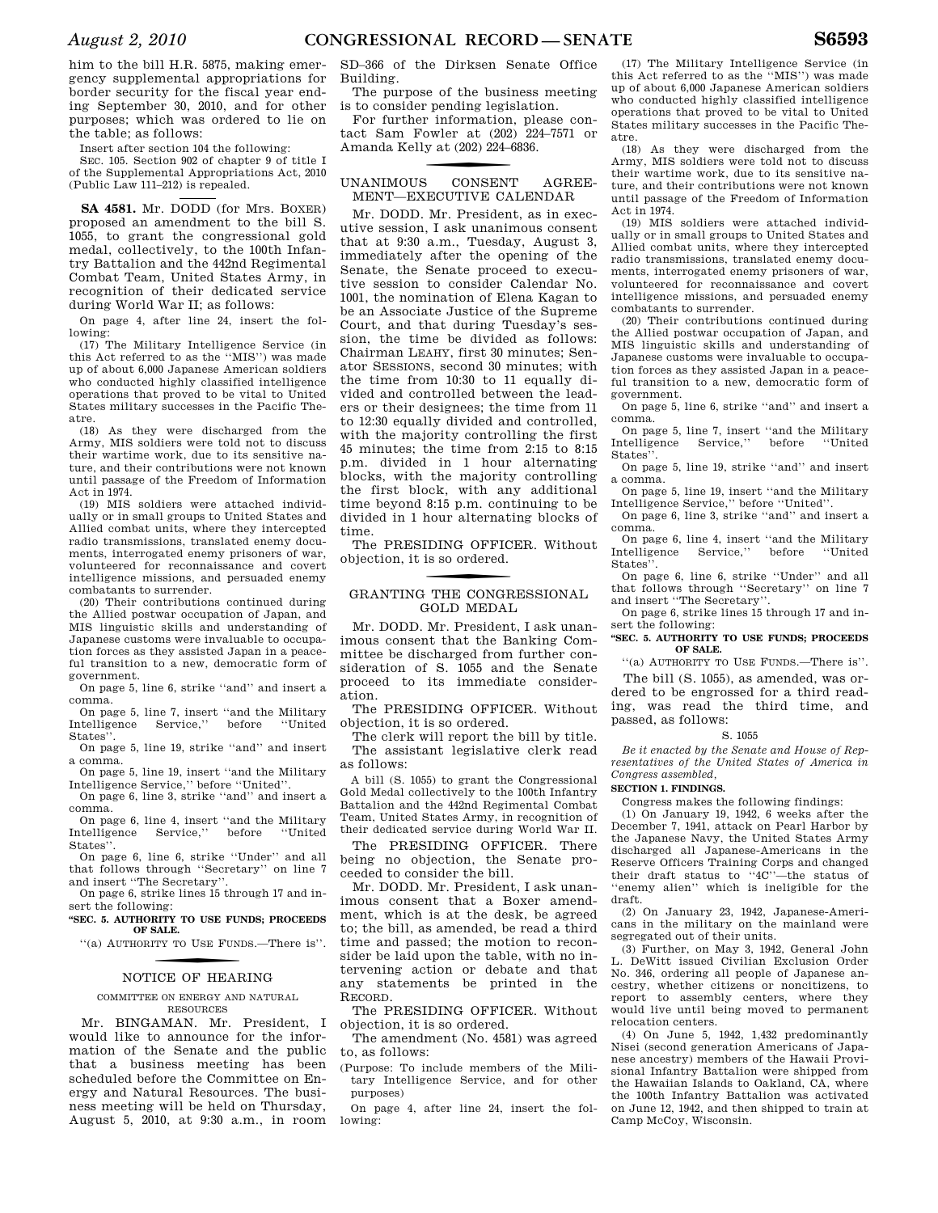him to the bill H.R. 5875, making emergency supplemental appropriations for border security for the fiscal year ending September 30, 2010, and for other purposes; which was ordered to lie on the table; as follows:

Insert after section 104 the following:

SEC. 105. Section 902 of chapter 9 of title I of the Supplemental Appropriations Act, 2010 (Public Law 111–212) is repealed.

**SA 4581.** Mr. DODD (for Mrs. BOXER) proposed an amendment to the bill S. 1055, to grant the congressional gold medal, collectively, to the 100th Infantry Battalion and the 442nd Regimental Combat Team, United States Army, in recognition of their dedicated service during World War II; as follows:

On page 4, after line 24, insert the following:

(17) The Military Intelligence Service (in this Act referred to as the ''MIS'') was made up of about 6,000 Japanese American soldiers who conducted highly classified intelligence operations that proved to be vital to United States military successes in the Pacific Theatre.

(18) As they were discharged from the Army, MIS soldiers were told not to discuss their wartime work, due to its sensitive nature, and their contributions were not known until passage of the Freedom of Information Act in 1974.

(19) MIS soldiers were attached individually or in small groups to United States and Allied combat units, where they intercepted radio transmissions, translated enemy documents, interrogated enemy prisoners of war, volunteered for reconnaissance and covert intelligence missions, and persuaded enemy combatants to surrender.

(20) Their contributions continued during the Allied postwar occupation of Japan, and MIS linguistic skills and understanding of Japanese customs were invaluable to occupation forces as they assisted Japan in a peaceful transition to a new, democratic form of government.

On page 5, line 6, strike ''and'' and insert a comma.

On page 5, line 7, insert ''and the Military Intelligence Service,'' before ''United States''.

On page 5, line 19, strike ''and'' and insert a comma.

On page 5, line 19, insert ''and the Military Intelligence Service,'' before ''United''.

On page 6, line 3, strike ''and'' and insert a comma.

On page 6, line 4, insert ''and the Military Intelligence Service,'' before ''United States''.

On page 6, line 6, strike ''Under'' and all that follows through ''Secretary'' on line 7 and insert ''The Secretary''.

On page 6, strike lines 15 through 17 and insert the following:

**''SEC. 5. AUTHORITY TO USE FUNDS; PROCEEDS OF SALE.**

''(a) AUTHORITY TO USE FUNDS.—There is''.

## NOTICE OF HEARING

### COMMITTEE ON ENERGY AND NATURAL RESOURCES

Mr. BINGAMAN. Mr. President, I would like to announce for the information of the Senate and the public that a business meeting has been scheduled before the Committee on Energy and Natural Resources. The business meeting will be held on Thursday, August 5, 2010, at 9:30 a.m., in room SD–366 of the Dirksen Senate Office Building.

The purpose of the business meeting is to consider pending legislation.

For further information, please contact Sam Fowler at (202) 224–7571 or Amanda Kelly at (202) 224–6836.

## UNANIMOUS CONSENT AGREEMENT—EXECUTIVE CALENDAR

Mr. DODD. Mr. President, as in executive session, I ask unanimous consent that at 9:30 a.m., Tuesday, August 3, immediately after the opening of the Senate, the Senate proceed to executive session to consider Calendar No. 1001, the nomination of Elena Kagan to be an Associate Justice of the Supreme Court, and that during Tuesday's session, the time be divided as follows: Chairman LEAHY, first 30 minutes; Senator SESSIONS, second 30 minutes; with the time from 10:30 to 11 equally divided and controlled between the leaders or their designees; the time from 11 to 12:30 equally divided and controlled, with the majority controlling the first 45 minutes; the time from 2:15 to 8:15 p.m. divided in 1 hour alternating blocks, with the majority controlling the first block, with any additional time beyond 8:15 p.m. continuing to be divided in 1 hour alternating blocks of time.

The PRESIDING OFFICER. Without objection, it is so ordered.

## GRANTING THE CONGRESSIONAL GOLD MEDAL

Mr. DODD. Mr. President, I ask unanimous consent that the Banking Committee be discharged from further consideration of S. 1055 and the Senate proceed to its immediate consideration.

The PRESIDING OFFICER. Without objection, it is so ordered.

The clerk will report the bill by title.

The assistant legislative clerk read as follows:

A bill (S. 1055) to grant the Congressional Gold Medal collectively to the 100th Infantry Battalion and the 442nd Regimental Combat Team, United States Army, in recognition of their dedicated service during World War II.

The PRESIDING OFFICER. There being no objection, the Senate proceeded to consider the bill.

Mr. DODD. Mr. President, I ask unanimous consent that a Boxer amendment, which is at the desk, be agreed to; the bill, as amended, be read a third time and passed; the motion to reconsider be laid upon the table, with no intervening action or debate and that any statements be printed in the RECORD.

The PRESIDING OFFICER. Without objection, it is so ordered.

The amendment (No. 4581) was agreed to, as follows:

(Purpose: To include members of the Military Intelligence Service, and for other purposes)

On page 4, after line 24, insert the following:

(17) The Military Intelligence Service (in this Act referred to as the ''MIS'') was made up of about 6,000 Japanese American soldiers who conducted highly classified intelligence operations that proved to be vital to United States military successes in the Pacific Theatre.

(18) As they were discharged from the Army, MIS soldiers were told not to discuss their wartime work, due to its sensitive nature, and their contributions were not known until passage of the Freedom of Information Act in 1974.

(19) MIS soldiers were attached individually or in small groups to United States and Allied combat units, where they intercepted radio transmissions, translated enemy documents, interrogated enemy prisoners of war, volunteered for reconnaissance and covert intelligence missions, and persuaded enemy combatants to surrender.

(20) Their contributions continued during the Allied postwar occupation of Japan, and MIS linguistic skills and understanding of Japanese customs were invaluable to occupation forces as they assisted Japan in a peaceful transition to a new, democratic form of government.

On page 5, line 6, strike ''and'' and insert a comma.

On page 5, line 7, insert ''and the Military Intelligence Service,'' before ''United States''.

On page 5, line 19, strike ''and'' and insert a comma.

On page 5, line 19, insert ''and the Military Intelligence Service,'' before ''United''.

On page 6, line 3, strike ''and'' and insert a comma.

On page 6, line 4, insert ''and the Military Intelligence Service,'' before ''United States''.

On page 6, line 6, strike ''Under'' and all that follows through ''Secretary'' on line 7 and insert ''The Secretary''.

On page 6, strike lines 15 through 17 and insert the following:

**''SEC. 5. AUTHORITY TO USE FUNDS; PROCEEDS OF SALE.**

''(a) AUTHORITY TO USE FUNDS.—There is''.

The bill (S. 1055), as amended, was ordered to be engrossed for a third reading, was read the third time, and passed, as follows:

S. 1055

*Be it enacted by the Senate and House of Representatives of the United States of America in Congress assembled,*

**SECTION 1. FINDINGS.**

Congress makes the following findings:

(1) On January 19, 1942, 6 weeks after the December 7, 1941, attack on Pearl Harbor by the Japanese Navy, the United States Army discharged all Japanese-Americans in the Reserve Officers Training Corps and changed their draft status to ''4C''—the status of ''enemy alien'' which is ineligible for the draft.

(2) On January 23, 1942, Japanese-Americans in the military on the mainland were segregated out of their units.

(3) Further, on May 3, 1942, General John L. DeWitt issued Civilian Exclusion Order No. 346, ordering all people of Japanese ancestry, whether citizens or noncitizens, to report to assembly centers, where they would live until being moved to permanent relocation centers.

(4) On June 5, 1942, 1,432 predominantly Nisei (second generation Americans of Japanese ancestry) members of the Hawaii Provisional Infantry Battalion were shipped from the Hawaiian Islands to Oakland, CA, where the 100th Infantry Battalion was activated on June 12, 1942, and then shipped to train at Camp McCoy, Wisconsin.